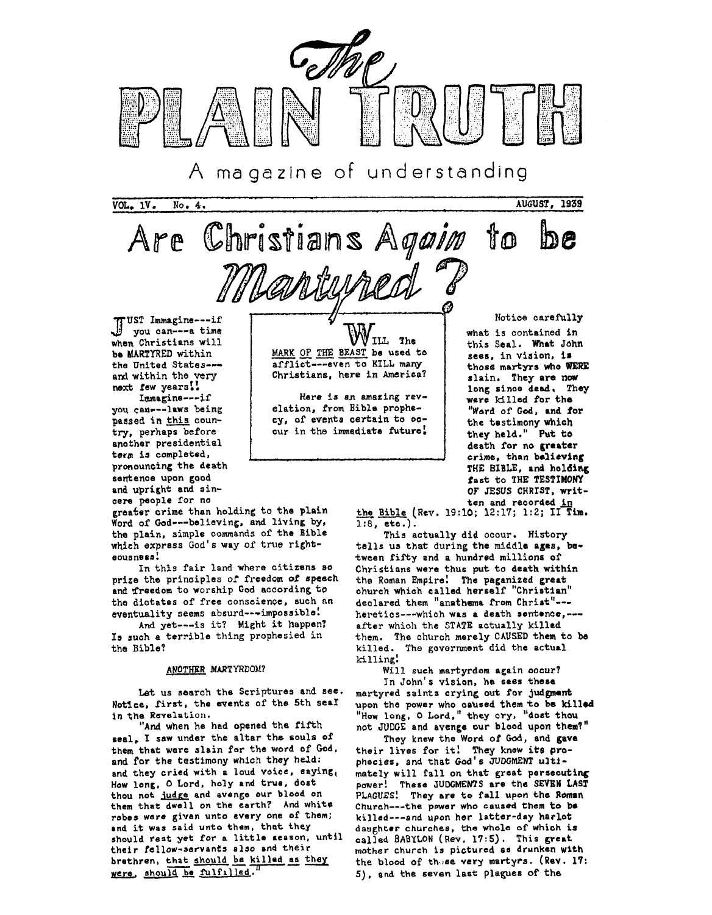# The PLAIN TRUTH

A magazine of understanding

VOL. IV. No. 4. AUGUST, 1939

# Are Christians Again to be Martyred?

**WILL The MARK OF THE BEAST be used to afflict---even to KILL many Christians, here in America?**

**Here is an amazing revelation, from Bible prophecy, of events certain to occur in the immediate future!**

JUST Immagine---if you can---a time when Christians will be MARTYRED within the United States---and within the very next few years!!

Immagine---if you can---laws being passed in this country, perhaps before another presidential term is completed, pronouncing the death sentence upon good and upright and sincere people for no greater crime than holding to the plain Word of God---believing, and living by, the plain, simple commands of the Bible which express God's way of true righteousness!

In this fair land where citizens so prize the principles of freedom of speech and freedom to worship God according to the dictates of free conscience, such an eventuality seems absurd---impossible!

And yet---is it? Might it happen? Is such a terrible thing prophesied in the Bible?

## ANOTHER MARTYRDOM?

Let us search the Scriptures and see. Notice, first, the events of the 5th seal in the Revelation.

"And when he had opened the fifth seal, I saw under the altar the souls of them that were slain for the word of God, and for the testimony which they held: and they cried with a loud voice, saying, How long, O Lord, holy and true, dost thou not judge and avenge our blood on them that dwell on the earth? And white robes were given unto every one of them; and it was said unto them, that they should rest yet for a little season, until their fellow-servants also and their brethren, that should be killed as they were, should be fulfilled."

Notice carefully what is contained in this Seal. What John sees, in vision, is those martyrs who WERE slain. They are now long since dead. They were killed for the "Word of God, and for the testimony which they held." Put to death for no greater crime, than believing THE BIBLE, and holding fast to THE TESTIMONY OF JESUS CHRIST, written and recorded in the Bible (Rev. 19:10; 12:17; 1:2; II Tim. 1:8, etc.).

This actually did occur. History tells us that during the middle ages, between fifty and a hundred millions of Christians were thus put to death within the Roman Empire! The paganized great church which called herself "Christian" declared them "anathema from Christ"---heretics---which was a death sentence,---after which the STATE actually killed them. The church merely CAUSED them to be killed. The government did the actual killing!

Will such martyrdom again occur?

In John's vision, he sees these martyred saints crying out for judgment upon the power who caused them to be killed "How long, O Lord," they cry, "dost thou not JUDGE and avenge our blood upon them?"

They knew the Word of God, and gave their lives for it! They knew its prophecies, and that God's JUDGMENT ultimately will fall on that great persecuting power! These JUDGMENTS are the SEVEN LAST PLAGUES! They are to fall upon the Roman Church---the power who caused them to be killed---and upon her latter-day harlot daughter churches, the whole of which is called BABYLON (Rev. 17:5). This great mother church is pictured as drunken with the blood of those very martyrs. (Rev. 17:5), and the seven last plagues of the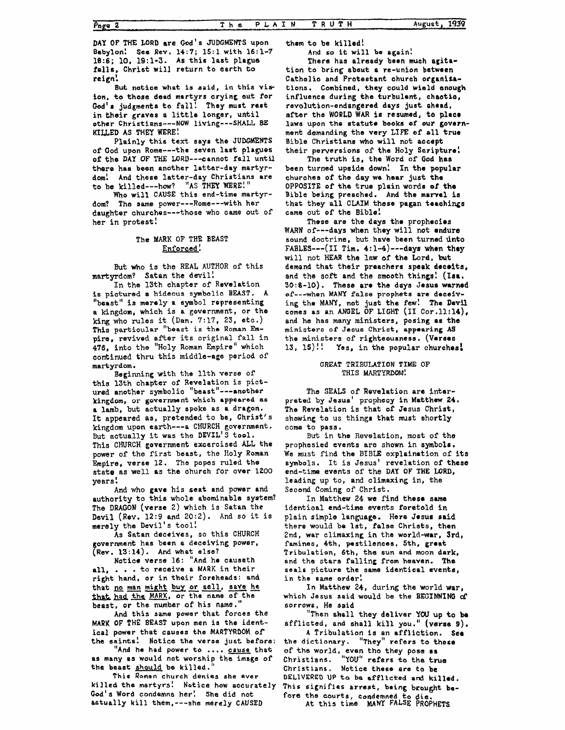DAY OF THE LORD are God's JUDGMENTS upon Babylon! See Rev. 14:7; 15:1 with 16:1-7 18:6; 10, 19:1-3. As this last plague falls, Christ will return to earth to reign!

But notice what is said, in this vision, to those dead martyrs crying out for God's judgments to fall! They must rest in their graves a little longer, until other Christians---NOW living---SHALL BE KILLED AS THEY WERE!

Plainly this text says the JUDGMENTS of God upon Rome---the seven last plagues of the DAY OF THE LORD---cannot fall until there has been another latter-day martyrdom! And these latter-day Christians are to be killed---how? "AS THEY WERE!"

Who will CAUSE this end-time martyrdom? The same power---Rome---with her daughter churches---those who came out of her in protest!

## The MARK OF THE BEAST Enforced!

But who is the REAL AUTHOR of this martyrdom? Satan the devil!

In the 13th chapter of Revelation is pictured a hideous symbolic BEAST. A "beast" is merely a symbol representing a kingdom, which is a government, or the king who rules it (Dan. 7:17, 23, etc.) This particular "beast is the Roman Empire, revived after its original fall in 476, into the "Holy Roman Empire" which continued thru this middle-age period of martyrdom.

Beginning with the 11th verse of this 13th chapter of Revelation is pictured another symbolic "beast"---another kingdom, or government which appeared as a lamb, but actually spoke as a dragon. It appeared as, pretended to be, Christ's kingdom upon earth---a CHURCH government. But actually it was the DEVIL'S tool. This CHURCH government excercised ALL the power of the first beast, the Holy Roman Empire, verse 12. The popes ruled the state as well as the church for over 1200 years!

And who gave his seat and power and authority to this whole abominable system? The DRAGON (verse 2) which is Satan the Devil (Rev. 12:9 and 20:2). And so it is merely the Devil's tool!

As Satan deceives, so this CHURCH government has been a deceiving power, (Rev. 13:14). And what else?

Notice verse 16: "And he causeth all, . . . to receive a MARK in their right hand, or in their foreheads: and that no man might buy or sell, save he that had the MARK, or the name of the beast, or the number of his name."

And this same power that forces the MARK OF THE BEAST upon men is the identical power that causes the MARTYRDOM of the saints! Notice the verse just before:

"And he had power to .... cause that as many as would not worship the image of the beast should be killed."

This Roman church denies she ever killed the martyrs! Notice how accurately God's Word condemns her! She did not actually kill them,---she merely CAUSED them to be killed!

And so it will be again!

There has already been much agitation to bring about a re-union between Catholic and Protestant church organizations. Combined, they could wield enough influence during the turbulent, chaotic, revolution-endangered days just ahead, after the WORLD WAR is resumed, to place laws upon the statute books of our government demanding the very LIFE of all true Bible Christians who will not accept their perversions of the Holy Scripture!

The truth is, the Word of God has been turned upside down! In the popular churches of the day we hear just the OPPOSITE of the true plain words of the Bible being preached. And the marvel is that they all CLAIM these pagan teachings came out of the Bible!

These are the days the prophecies WARN of---days when they will not endure sound doctrine, but have been turned unto FABLES---(II Tim. 4:1-4)---days when they will not HEAR the law of the Lord, but demand that their preachers speak deceits, and the soft and the smooth things! (Isa. 30:8-10). These are the days Jesus warned of---when MANY false prophets are deceiving the MANY, not just the few! The Devil comes as an ANGEL OF LIGHT (II Cor.11:14), and he has many ministers, posing as the ministers of Jesus Christ, appearing AS the ministers of righteousness. (Verses 13, 15)!! Yes, in the popular churches!

## GREAT TRIBULATION TIME OF THIS MARTYRDOM!

The SEALS of Revelation are interpreted by Jesus' prophecy in Matthew 24. The Revelation is that of Jesus Christ, showing to us things that must shortly come to pass.

But in the Revelation, most of the prophesied events are shown in symbols. We must find the BIBLE explaination of its symbols. It is Jesus' revelation of these end-time events of the DAY OF THE LORD, leading up to, and climaxing in, the Second Coming of Christ.

In Matthew 24 we find these same identical end-time events foretold in plain simple language. Here Jesus said there would be 1st, false Christs, then 2nd, war climaxing in the world-war, 3rd, famines, 4th, pestilences, 5th, great Tribulation, 6th, the sun and moon dark, and the stars falling from heaven. The seals picture the same identical events, in the same order!

In Matthew 24, during the world war, which Jesus said would be the BEGINNING of sorrows, He said

"Then shall they deliver YOU up to be afflicted, and shall kill you." (verse 9).

A Tribulation is an affliction. See the dictionary. "They" refers to those of the world, even tho they pose as Christians. "YOU" refers to the true Christians. Notice these are to be DELIVERED UP to be afflicted and killed. This signifies arrest, being brought before the courts, condemned to die.

At this time MANY FALSE PROPHETS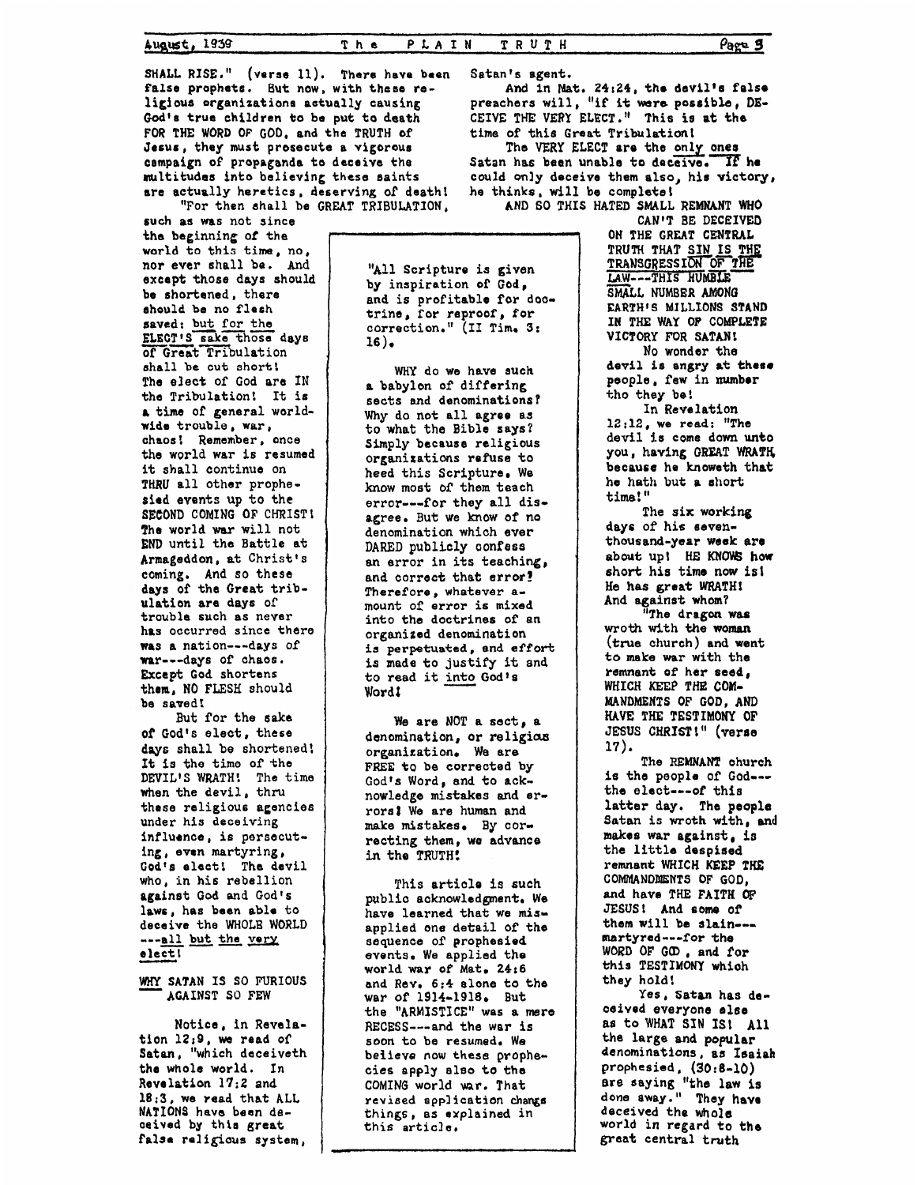SHALL RISE." (verse 11). There have been false prophets. But now, with these religious organizations actually causing God's true children to be put to death FOR THE WORD OF GOD, and the TRUTH of Jesus, they must prosecute a vigorous campaign of propaganda to deceive the multitudes into believing these saints are actually heretics, deserving of death!

"For then shall be GREAT TRIBULATION, such as was not since the beginning of the world to this time, no, nor ever shall be. And except those days should be shortened, there should be no flesh saved: but for the ELECT'S sake those days of Great Tribulation shall be cut short! The elect of God are IN the Tribulation! It is a time of general worldwide trouble, war, chaos! Remember, once the world war is resumed it shall continue on THRU all other prophesied events up to the SECOND COMING OF CHRIST! The world war will not END until the Battle at Armageddon, at Christ's coming. And so these days of the Great tribulation are days of trouble such as never has occurred since there was a nation---days of war---days of chaos. Except God shortens them, NO FLESH should be saved!

But for the sake of God's elect, these days shall be shortened! It is the time of the DEVIL'S WRATH! The time when the devil, thru these religious agencies under his deceiving influence, is persecuting, even martyring, God's elect! The devil who, in his rebellion against God and God's laws, has been able to deceive the WHOLE WORLD ---all but the very elect!

## WHY SATAN IS SO FURIOUS AGAINST SO FEW

Notice, in Revelation 12:9, we read of Satan, "which deceiveth the whole world. In Revelation 17:2 and 18:3, we read that ALL NATIONS have been deceived by this great false religious system, Satan's agent.

And in Mat. 24:24, the devil's false preachers will, "if it were possible, DECEIVE THE VERY ELECT." This is at the time of this Great Tribulation!

The VERY ELECT are the only ones Satan has been unable to deceive. If he could only deceive them also, his victory, he thinks, will be complete!

AND SO THIS HATED SMALL REMNANT WHO CAN'T BE DECEIVED ON THE GREAT CENTRAL TRUTH THAT SIN IS THE TRANSGRESSION OF THE LAW---THIS HUMBLE SMALL NUMBER AMONG EARTH'S MILLIONS STAND IN THE WAY OF COMPLETE VICTORY FOR SATAN!

No wonder the devil is angry at these people, few in number tho they be!

In Revelation 12:12, we read: "The devil is come down unto you, having GREAT WRATH, because he knoweth that he hath but a short time!"

The six working days of his seven-thousand-year week are about up! HE KNOWS how short his time now is! He has great WRATH! And against whom?

"The dragon was wroth with the woman (true church) and went to make war with the remnant of her seed, WHICH KEEP THE COMMANDMENTS OF GOD, AND HAVE THE TESTIMONY OF JESUS CHRIST!" (verse 17).

The REMNANT church is the people of God---the elect---of this latter day. The people Satan is wroth with, and makes war against, is the little despised remnant WHICH KEEP THE COMMANDMENTS OF GOD, and have THE FAITH OF JESUS! And some of them will be slain---martyred---for the WORD OF GOD, and for this TESTIMONY which they hold!

Yes, Satan has deceived everyone else as to WHAT SIN IS! All the large and popular denominations, as Isaiah prophesied, (30:8-10) are saying "the law is done away." They have deceived the whole world in regard to the great central truth

---

"All Scripture is given by inspiration of God, and is profitable for doctrine, for reproof, for correction." (II Tim. 3:16).

WHY do we have such a babylon of differing sects and denominations? Why do not all agree as to what the Bible says? Simply because religious organizations refuse to heed this Scripture. We know most of them teach error---for they all disagree. But we know of no denomination which ever DARED publicly confess an error in its teaching, and correct that error? Therefore, whatever amount of error is mixed into the doctrines of an organized denomination is perpetuated, and effort is made to justify it and to read it into God's Word!

We are NOT a sect, a denomination, or religious organization. We are FREE to be corrected by God's Word, and to acknowledge mistakes and errors! We are human and make mistakes. By correcting them, we advance in the TRUTH!

This article is such public acknowledgment. We have learned that we misapplied one detail of the sequence of prophesied events. We applied the world war of Mat. 24:6 and Rev. 6:4 alone to the war of 1914-1918. But the "ARMISTICE" was a mere RECESS---and the war is soon to be resumed. We believe now these prophecies apply also to the COMING world war. That revised application changs things, as explained in this article.

---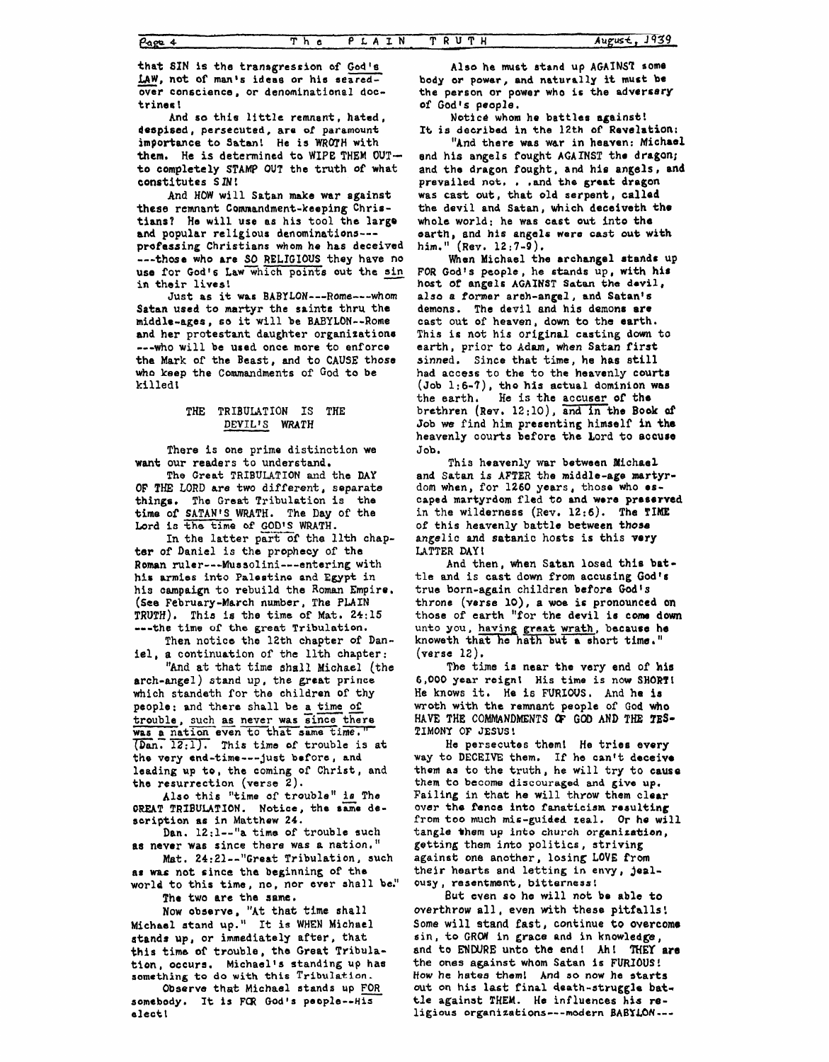that SIN is the transgression of God's LAW, not of man's ideas or his seared-over conscience, or denominational doctrines!

And so this little remnant, hated, despised, persecuted, are of paramount importance to Satan! He is WROTH with them. He is determined to WIPE THEM OUT—to completely STAMP OUT the truth of what constitutes SIN!

And HOW will Satan make war against these remnant Commandment-keeping Christians? He will use as his tool the large and popular religious denominations---professing Christians whom he has deceived---those who are SO RELIGIOUS they have no use for God's Law which points out the sin in their lives!

Just as it was BABYLON---Rome---whom Satan used to martyr the saints thru the middle-ages, so it will be BABYLON--Rome and her protestant daughter organizations---who will be used once more to enforce the Mark of the Beast, and to CAUSE those who keep the Commandments of God to be killed!

## THE TRIBULATION IS THE DEVIL'S WRATH

There is one prime distinction we want our readers to understand.

The Great TRIBULATION and the DAY OF THE LORD are two different, separate things. The Great Tribulation is the time of SATAN'S WRATH. The Day of the Lord is the time of GOD'S WRATH.

In the latter part of the 11th chapter of Daniel is the prophecy of the Roman ruler---Mussolini---entering with his armies into Palestine and Egypt in his campaign to rebuild the Roman Empire. (See February-March number, The PLAIN TRUTH). This is the time of Mat. 24:15---the time of the great Tribulation.

Then notice the 12th chapter of Daniel, a continuation of the 11th chapter:

"And at that time shall Michael (the arch-angel) stand up, the great prince which standeth for the children of thy people: and there shall be a time of trouble, such as never was since there was a nation even to that same time." (Dan. 12:1). This time of trouble is at the very end-time---just before, and leading up to, the coming of Christ, and the resurrection (verse 2).

Also this "time of trouble" is The GREAT TRIBULATION. Notice, the same description as in Matthew 24.

Dan. 12:1--"a time of trouble such as never was since there was a nation."

Mat. 24:21--"Great Tribulation, such as was not since the beginning of the world to this time, no, nor ever shall be."

The two are the same.

Now observe, "At that time shall Michael stand up." It is WHEN Michael stands up, or immediately after, that this time of trouble, the Great Tribulation, occurs. Michael's standing up has something to do with this Tribulation.

Observe that Michael stands up FOR somebody. It is FOR God's people--His elect!

Also he must stand up AGAINST some body or power, and naturally it must be the person or power who is the adversary of God's people.

Notice whom he battles against! It is decribed in the 12th of Revelation:

"And there was war in heaven: Michael and his angels fought AGAINST the dragon; and the dragon fought, and his angels, and prevailed not. . .and the great dragon was cast out, that old serpent, called the devil and Satan, which deceiveth the whole world: he was cast out into the earth, and his angels were cast out with him." (Rev. 12:7-9).

When Michael the archangel stands up FOR God's people, he stands up, with his host of angels AGAINST Satan the devil, also a former arch-angel, and Satan's demons. The devil and his demons are cast out of heaven, down to the earth. This is not his original casting down to earth, prior to Adam, when Satan first sinned. Since that time, he has still had access to the to the heavenly courts (Job 1:6-7), tho his actual dominion was the earth. He is the accuser of the brethren (Rev. 12:10), and in the Book of Job we find him presenting himself in the heavenly courts before the Lord to accuse Job.

This heavenly war between Michael and Satan is AFTER the middle-age martyrdom when, for 1260 years, those who escaped martyrdom fled to and were preserved in the wilderness (Rev. 12:6). The TIME of this heavenly battle between those angelic and satanic hosts is this very LATTER DAY!

And then, when Satan losed this battle and is cast down from accusing God's true born-again children before God's throne (verse 10), a woe is pronounced on those of earth "for the devil is come down unto you, having great wrath, because he knoweth that he hath but a short time." (verse 12).

The time is near the very end of his 6,000 year reign! His time is now SHORT! He knows it. He is FURIOUS. And he is wroth with the remnant people of God who HAVE THE COMMANDMENTS OF GOD AND THE TESTIMONY OF JESUS!

He persecutes them! He tries every way to DECEIVE them. If he can't deceive them as to the truth, he will try to cause them to become discouraged and give up. Failing in that he will throw them clear over the fence into fanaticism resulting from too much mis-guided zeal. Or he will tangle them up into church organization, getting them into politics, striving against one another, losing LOVE from their hearts and letting in envy, jealousy, resentment, bitterness!

But even so he will not be able to overthrow all, even with these pitfalls! Some will stand fast, continue to overcome sin, to GROW in grace and in knowledge, and to ENDURE unto the end! Ah! THEY are the ones against whom Satan is FURIOUS! How he hates them! And so now he starts out on his last final death-struggle battle against THEM. He influences his religious organizations---modern BABYLON---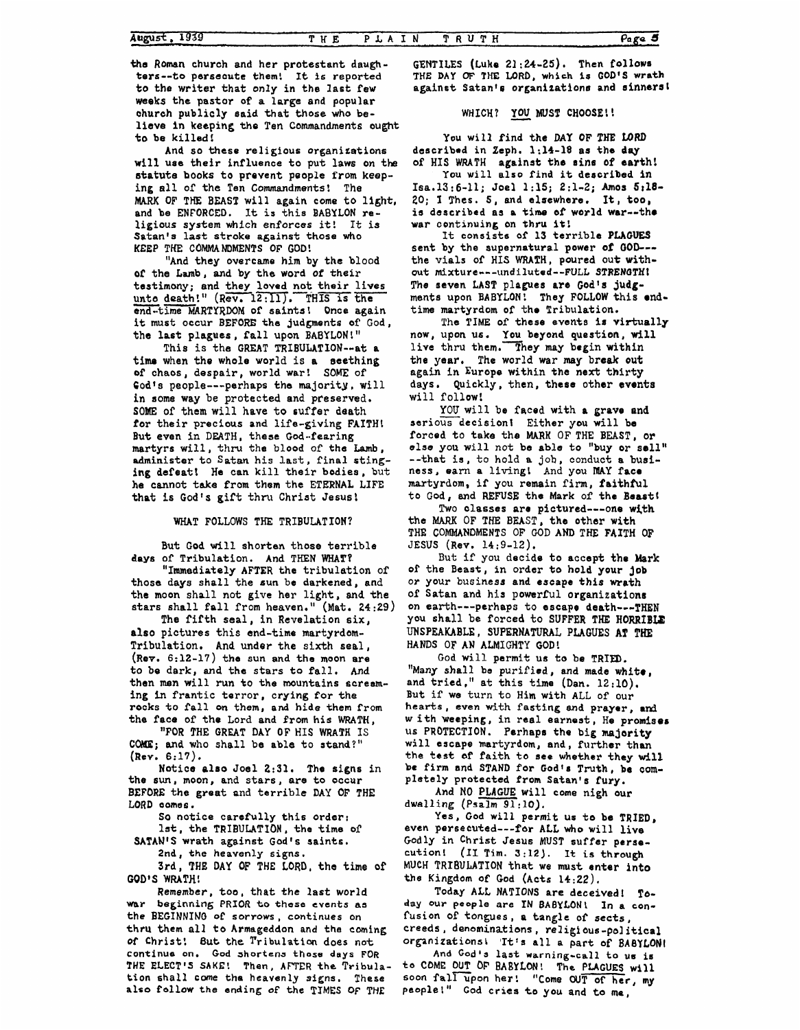the Roman church and her protestant daughters--to persecute them! It is reported to the writer that only in the last few weeks the pastor of a large and popular church publicly said that those who believe in keeping the Ten Commandments ought to be killed!

And so these religious organizations will use their influence to put laws on the statute books to prevent people from keeping all of the Ten Commandments! The MARK OF THE BEAST will again come to light, and be ENFORCED. It is this BABYLON religious system which enforces it! It is Satan's last stroke against those who KEEP THE COMMANDMENTS OF GOD!

"And they overcame him by the blood of the Lamb, and by the word of their testimony; and they loved not their lives unto death!" (Rev. 12:11). THIS is the end-time MARTYRDOM of saints! Once again it must occur BEFORE the judgments of God, the last plagues, fall upon BABYLON!"

This is the GREAT TRIBULATION--at a time when the whole world is a seething of chaos, despair, world war! SOME of God's people---perhaps the majority, will in some way be protected and preserved. SOME of them will have to suffer death for their precious and life-giving FAITH! But even in DEATH, these God-fearing martyrs will, thru the blood of the Lamb, administer to Satan his last, final stinging defeat! He can kill their bodies, but he cannot take from them the ETERNAL LIFE that is God's gift thru Christ Jesus!

### WHAT FOLLOWS THE TRIBULATION?

But God will shorten those terrible days of Tribulation. And THEN WHAT?

"Immediately AFTER the tribulation of those days shall the sun be darkened, and the moon shall not give her light, and the stars shall fall from heaven." (Mat. 24:29)

The fifth seal, in Revelation six, also pictures this end-time martyrdom-Tribulation. And under the sixth seal, (Rev. 6:12-17) the sun and the moon are to be dark, and the stars to fall. And then men will run to the mountains screaming in frantic terror, crying for the rocks to fall on them, and hide them from the face of the Lord and from his WRATH,

"FOR THE GREAT DAY OF HIS WRATH IS COME; and who shall be able to stand?" (Rev. 6:17).

Notice also Joel 2:31. The signs in the sun, moon, and stars, are to occur BEFORE the great and terrible DAY OF THE LORD comes.

So notice carefully this order:

1st, the TRIBULATION, the time of SATAN'S wrath against God's saints.

2nd, the heavenly signs.

3rd, THE DAY OF THE LORD, the time of GOD'S WRATH!

Remember, too, that the last world war beginning PRIOR to these events as the BEGINNING of sorrows, continues on thru them all to Armageddon and the coming of Christ! But the Tribulation does not continue on. God shortens those days FOR THE ELECT'S SAKE! Then, AFTER the Tribulation shall come the heavenly signs. These also follow the ending of the TIMES OF THE GENTILES (Luke 21:24-25). Then follows THE DAY OF THE LORD, which is GOD'S wrath against Satan's organizations and sinners!

### WHICH? YOU MUST CHOOSE!!

You will find the DAY OF THE LORD described in Zeph. 1:14-18 as the day of HIS WRATH against the sins of earth!

You will also find it described in Isa.13:6-11; Joel 1:15; 2:1-2; Amos 5:18-20; I Thes. 5, and elsewhere. It, too, is described as a time of world war--the war continuing on thru it!

It consists of 13 terrible PLAGUES sent by the supernatural power of GOD---the vials of HIS WRATH, poured out without mixture---undiluted--FULL STRENGTH! The seven LAST plagues are God's judgments upon BABYLON! They FOLLOW this end-time martyrdom of the Tribulation.

The TIME of these events is virtually now, upon us. You beyond question, will live thru them. They may begin within the year. The world war may break out again in Europe within the next thirty days. Quickly, then, these other events will follow!

YOU will be faced with a grave and serious decision! Either you will be forced to take the MARK OF THE BEAST, or else you will not be able to "buy or sell" --that is, to hold a job, conduct a business, earn a living! And you MAY face martyrdom, if you remain firm, faithful to God, and REFUSE the Mark of the Beast!

Two classes are pictured---one with the MARK OF THE BEAST, the other with THE COMMANDMENTS OF GOD AND THE FAITH OF JESUS (Rev. 14:9-12).

But if you decide to accept the Mark of the Beast, in order to hold your job or your business and escape this wrath of Satan and his powerful organizations on earth---perhaps to escape death---THEN you shall be forced to SUFFER THE HORRIBLE UNSPEAKABLE, SUPERNATURAL PLAGUES AT THE HANDS OF AN ALMIGHTY GOD!

God will permit us to be TRIED. "Many shall be purified, and made white, and tried," at this time (Dan. 12:10). But if we turn to Him with ALL of our hearts, even with fasting and prayer, and with weeping, in real earnest, He promises us PROTECTION. Perhaps the big majority will escape martyrdom, and, further than the test of faith to see whether they will be firm and STAND for God's Truth, be completely protected from Satan's fury.

And NO PLAGUE will come nigh our dwelling (Psalm 91:10).

Yes, God will permit us to be TRIED, even persecuted---for ALL who will live Godly in Christ Jesus MUST suffer persecution! (II Tim. 3:12). It is through MUCH TRIBULATION that we must enter into the Kingdom of God (Acts 14:22).

Today ALL NATIONS are deceived! Today our people are IN BABYLON! In a confusion of tongues, a tangle of sects, creeds, denominations, religious-political organizations! It's all a part of BABYLON!

And God's last warning-call to us is to COME OUT OF BABYLON! The PLAGUES will soon fall upon her! "Come OUT of her, my people!" God cries to you and to me,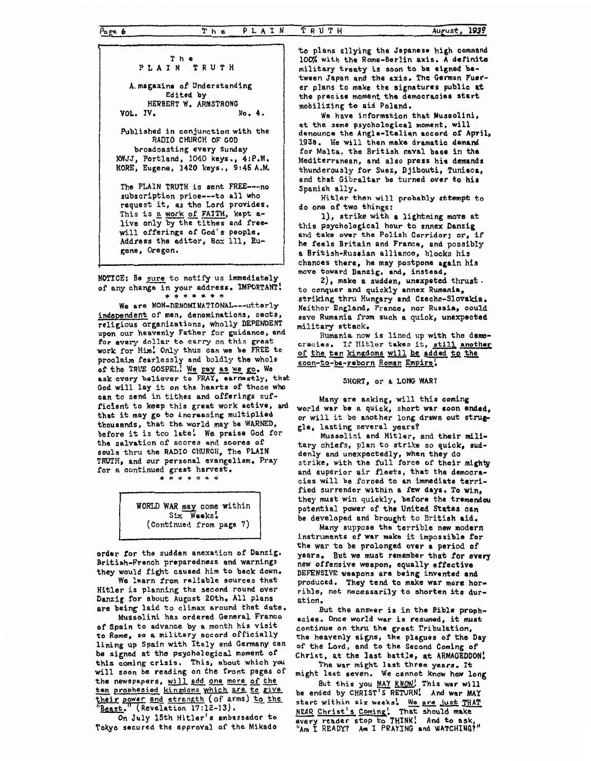The PLAIN TRUTH

A magazine of Understanding
Edited by
HERBERT W. ARMSTRONG

VOL. IV. No. 4.

Published in conjunction with the RADIO CHURCH OF GOD broadcasting every Sunday
KWJJ, Portland, 1040 keys., 4:P.M.
KORE, Eugene, 1420 keys., 9:45 A.M.

The PLAIN TRUTH is sent FREE---no subscription price---to all who request it, as the Lord provides. This is a work of FAITH, kept alive only by the tithes and freewill offerings of God's people. Address the editor, Box 111, Eugene, Oregon.

NOTICE: Be sure to notify us immediately of any change in your address. IMPORTANT!

\* \* \* \* \* \* \*

We are NON-DENOMINATIONAL---utterly independent of men, denominations, sects, religious organizations, wholly DEPENDENT upon our heavenly Father for guidance, and for every dollar to carry on this great work for Him! Only thus can we be FREE to proclaim fearlessly and boldly the whole of the TRUE GOSPEL! We pay as we go. We ask every believer to PRAY, earnestly, that God will lay it on the hearts of those who can to send in tithes and offerings sufficient to keep this great work active, and that it may go to increasing multiplied thousands, that the world may be WARNED, before it is too late! We praise God for the salvation of scores and scores of souls thru the RADIO CHURCH, The PLAIN TRUTH, and our personal evangelism. Pray for a continued great harvest.

\* \* \* \* \* \* \*

WORLD WAR may come within Six Weeks!
(Continued from page 7)

order for the sudden anexation of Danzig. British-French preparedness and warnings they would fight caused him to back down.

We learn from reliable sources that Hitler is planning the second round over Danzig for about August 20th. All plans are being laid to climax around that date.

Mussolini has ordered General Franco of Spain to advance by a month his visit to Rome, so a military accord officially lining up Spain with Italy and Germany can be signed at the psychological moment of this coming crisis. This, about which you will soon be reading on the front pages of the newspapers, will add one more of the ten prophesied kingdoms which are to give their power and strength (of arms) to the "Beast." (Revelation 17:12-13).

On July 15th Hitler's ambassador to Tokyo secured the approval of the Mikado to plans allying the Japanese high command 100% with the Rome-Berlin axis. A definite military treaty is soon to be signed between Japan and the axis. The German Fuerer plans to make the signatures public at the precise moment the democracies start mobilizing to aid Poland.

We have information that Mussolini, at the same psychological moment, will denounce the Angle-Italian accord of April, 1938. He will then make dramatic demand for Malta, the British naval base in the Mediterranean, and also press his demands thunderously for Suez, Djibouti, Tunisca, and that Gibraltar be turned over to his Spanish ally.

Hitler then will probably attempt to do one of two things:

1), strike with a lightning move at this psychological hour to annex Danzig and take over the Polish Corridor; or, if he feels Britain and France, and possibly a British-Russian alliance, blocks his chances there, he may postpone again his move toward Danzig, and, instead,

2), make a sudden, unexpeted thrust to conquer and quickly annex Rumania, striking thru Hungary and Czecho-Slovakia. Neither England, France, nor Russia, could save Rumania from such a quick, unexpected military attack.

Rumania now is lined up with the democracies. If Hitler takes it, still another of the ten kingdoms will be added to the soon-to-be-reborn Roman Empire!

## SHORT, or a LONG WAR?

Many are asking, will this coming world war be a quick, short war soon ended, or will it be another long drawn out struggle, lasting several years?

Mussolini and Hitler, and their military chiefs, plan to strike so quick, suddenly and unexpectedly, when they do strike, with the full force of their mighty and superior air fleets, that the democracies will be forced to an immediate terrified surrender within a few days. To win, they must win quickly, before the tremendou potential power of the United States can be developed and brought to British aid.

Many suppose the terrible new modern instruments of war make it impossible for the war to be prolonged over a period of years. But we must remember that for every new offensive weapon, equally effective DEFENSIVE weapons are being invented and produced. They tend to make war more horrible, not necessarily to shorten its duration.

But the answer is in the Bible prophecies. Once world war is resumed, it must continue on thru the great Tribulation, the heavenly signs, the plagues of the Day of the Lord, and to the Second Coming of Christ, at the last battle, at ARMAGEDDON!

The war might last three years. It might last seven. We cannot know how long

But this you MAY KNOW! This war will be ended by CHRIST'S RETURN! And war MAY start within six weeks! We are just THAT NEAR Christ's Coming! That should make every reader stop to THINK! And to ask, "Am I READY? Am I PRAYING and WATCHING?"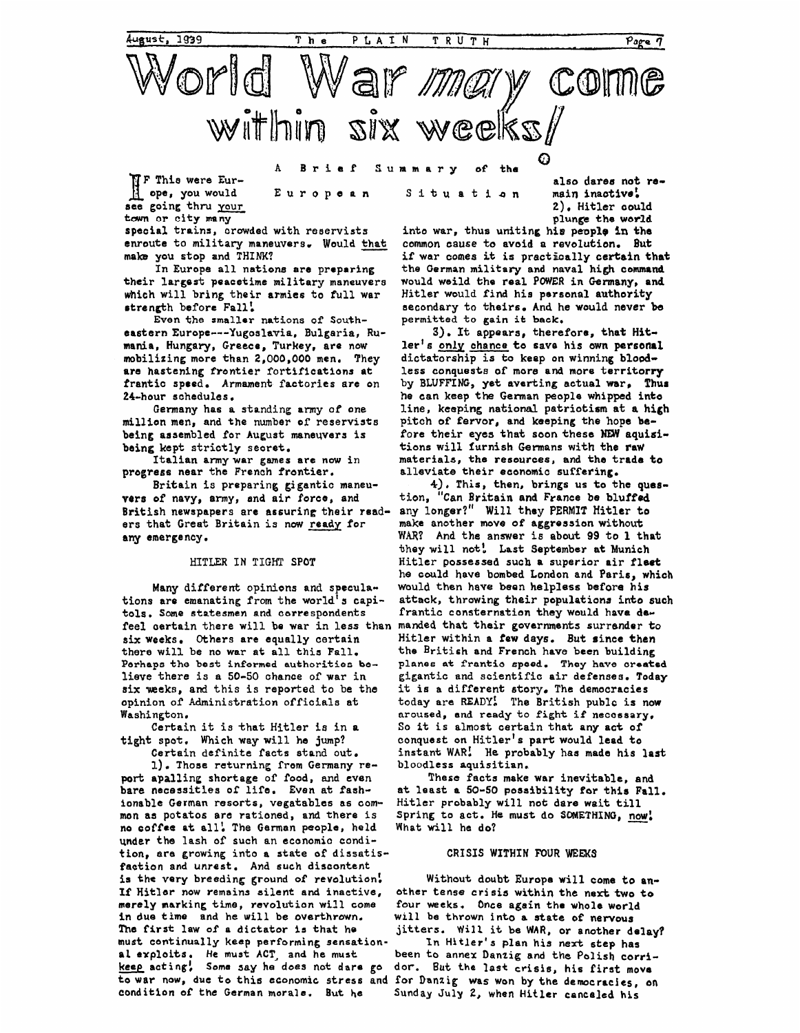# World War *may* come within six weeks!

A Brief Summary of the European Situation

IF This were Europe, you would see going thru your town or city many special trains, crowded with reservists enroute to military maneuvers. Would that make you stop and THINK?

In Europe all nations are preparing their largest peacetime military maneuvers which will bring their armies to full war strength before Fall!

Even the smaller nations of Southeastern Europe---Yugoslavia, Bulgaria, Rumania, Hungary, Greece, Turkey, are now mobilizing more than 2,000,000 men. They are hastening frontier fortifications at frantic speed. Armament factories are on 24-hour schedules.

Germany has a standing army of one million men, and the number of reservists being assembled for August maneuvers is being kept strictly secret.

Italian army war games are now in progress near the French frontier.

Britain is preparing gigantic maneuvers of navy, army, and air force, and British newspapers are assuring their readers that Great Britain is now ready for any emergency.

## HITLER IN TIGHT SPOT

Many different opinions and speculations are emanating from the world's capitols. Some statesmen and correspondents feel certain there will be war in less than six weeks. Others are equally certain there will be no war at all this Fall. Perhaps the best informed authorities believe there is a 50-50 chance of war in six weeks, and this is reported to be the opinion of Administration officials at Washington.

Certain it is that Hitler is in a tight spot. Which way will he jump?

Certain definite facts stand out.

1). Those returning from Germany report apalling shortage of food, and even bare necessities of life. Even at fashionable German resorts, vegatables as common as potatos are rationed, and there is no coffee at all! The German people, held under the lash of such an economic condition, are growing into a state of dissatisfaction and unrest. And such discontent is the very breeding ground of revolution! If Hitler now remains silent and inactive, merely marking time, revolution will come in due time and he will be overthrown. The first law of a dictator is that he must continually keep performing sensational exploits. He must ACT, and he must keep acting! Some say he does not dare go to war now, due to this economic stress and condition of the German morale. But he also dares not remain inactive!

2). Hitler could plunge the world into war, thus uniting his people in the common cause to avoid a revolution. But if war comes it is practically certain that the German military and naval high command would weild the real POWER in Germany, and Hitler would find his personal authority secondary to theirs. And he would never be permitted to gain it back.

3). It appears, therefore, that Hitler's only chance to save his own personal dictatorship is to keep on winning bloodless conquests of more and more territorry by BLUFFING, yet averting actual war. Thus he can keep the German people whipped into line, keeping national patriotism at a high pitch of fervor, and keeping the hope before their eyes that soon these NEW aquisitions will furnish Germans with the raw materials, the resources, and the trade to alleviate their economic suffering.

4). This, then, brings us to the question, "Can Britain and France be bluffed any longer?" Will they PERMIT Hitler to make another move of aggression without WAR? And the answer is about 99 to 1 that they will not! Last September at Munich Hitler possessed such a superior air fleet he could have bombed London and Paris, which would then have been helpless before his attack, throwing their populations into such frantic consternation they would have demanded that their governments surrender to Hitler within a few days. But since then the British and French have been building planes at frantic speed. They have created gigantic and scientific air defenses. Today it is a different story. The democracies today are READY! The British publc is now aroused, and ready to fight if necessary. So it is almost certain that any act of conquest on Hitler's part would lead to instant WAR! He probably has made his last bloodless aquisitian.

These facts make war inevitable, and at least a 50-50 possibility for this Fall. Hitler probably will not dare wait till Spring to act. He must do SOMETHING, now! What will he do?

## CRISIS WITHIN FOUR WEEKS

Without doubt Europe will come to another tense crisis within the next two to four weeks. Once again the whole world will be thrown into a state of nervous jitters. Will it be WAR, or another delay?

In Hitler's plan his next step has been to annex Danzig and the Polish corridor. But the last crisis, his first move for Danzig was won by the democracies, on Sunday July 2, when Hitler canceled his